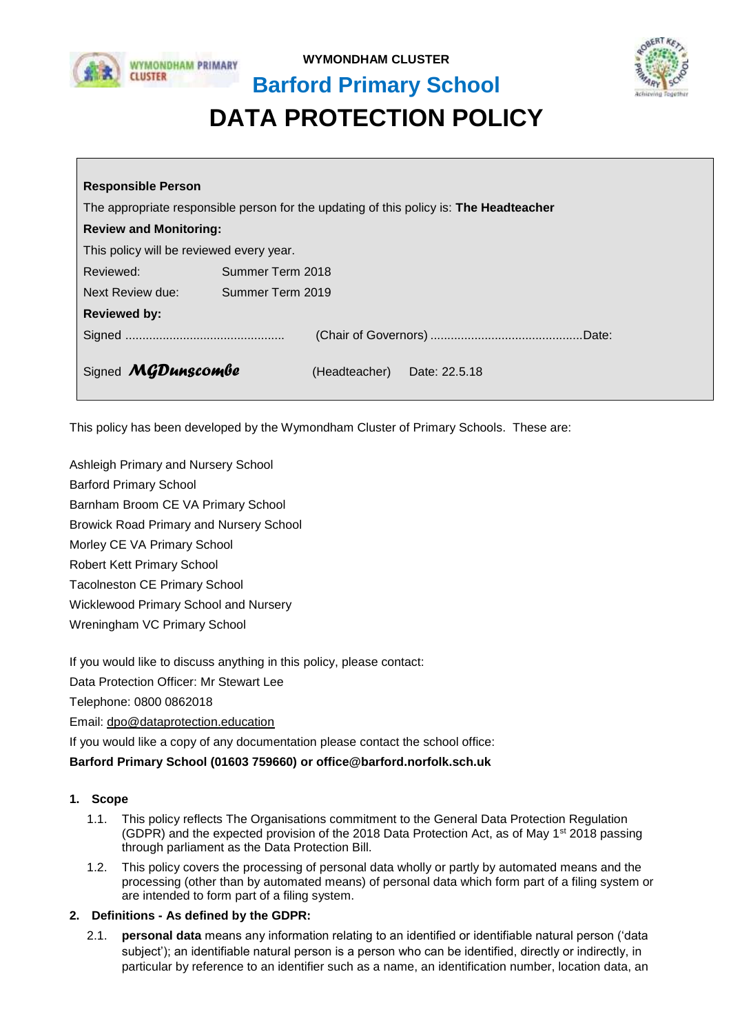WYMONDHAM CLUSTER

# Barford Primary School

# DATA PROTECTION POLICY

**Responsible Person**

The appropriate responsible person for the updating of this policy is: **The Headteacher**

**Review and Monitoring:**

This policy will be reviewed every year.

Reviewed: Summer Term 2018

Next Review due: Summer Term 2019

**Reviewed by:**

Signed .............................................. (Chair of Governors) .............................................Date:

Signed *MGDunscombe* (Headteacher) Date: 22.5.18

This policy has been developed by the Wymondham Cluster of Primary Schools. These are:

Ashleigh Primary and Nursery School
Barford Primary School
Barnham Broom CE VA Primary School
Browick Road Primary and Nursery School
Morley CE VA Primary School
Robert Kett Primary School
Tacolneston CE Primary School
Wicklewood Primary School and Nursery
Wreningham VC Primary School

If you would like to discuss anything in this policy, please contact:
Data Protection Officer: Mr Stewart Lee
Telephone: 0800 0862018
Email: dpo@dataprotection.education
If you would like a copy of any documentation please contact the school office:
**Barford Primary School (01603 759660) or office@barford.norfolk.sch.uk**

1. **Scope**
   1.1. This policy reflects The Organisations commitment to the General Data Protection Regulation (GDPR) and the expected provision of the 2018 Data Protection Act, as of May 1st 2018 passing through parliament as the Data Protection Bill.
   1.2. This policy covers the processing of personal data wholly or partly by automated means and the processing (other than by automated means) of personal data which form part of a filing system or are intended to form part of a filing system.
2. **Definitions - As defined by the GDPR:**
   2.1. **personal data** means any information relating to an identified or identifiable natural person ('data subject'); an identifiable natural person is a person who can be identified, directly or indirectly, in particular by reference to an identifier such as a name, an identification number, location data, an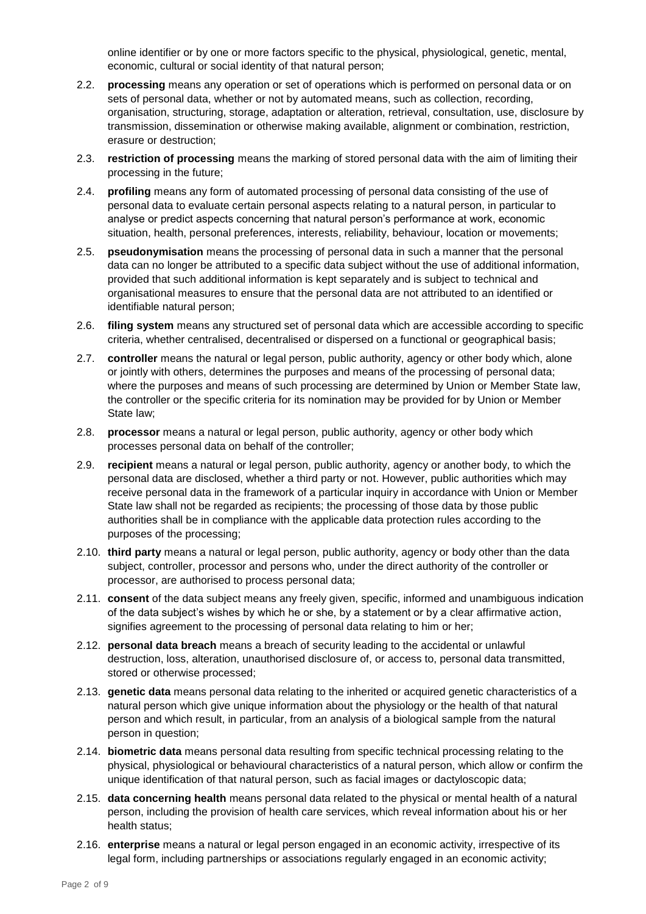online identifier or by one or more factors specific to the physical, physiological, genetic, mental, economic, cultural or social identity of that natural person;

2.2. **processing** means any operation or set of operations which is performed on personal data or on sets of personal data, whether or not by automated means, such as collection, recording, organisation, structuring, storage, adaptation or alteration, retrieval, consultation, use, disclosure by transmission, dissemination or otherwise making available, alignment or combination, restriction, erasure or destruction;

2.3. **restriction of processing** means the marking of stored personal data with the aim of limiting their processing in the future;

2.4. **profiling** means any form of automated processing of personal data consisting of the use of personal data to evaluate certain personal aspects relating to a natural person, in particular to analyse or predict aspects concerning that natural person's performance at work, economic situation, health, personal preferences, interests, reliability, behaviour, location or movements;

2.5. **pseudonymisation** means the processing of personal data in such a manner that the personal data can no longer be attributed to a specific data subject without the use of additional information, provided that such additional information is kept separately and is subject to technical and organisational measures to ensure that the personal data are not attributed to an identified or identifiable natural person;

2.6. **filing system** means any structured set of personal data which are accessible according to specific criteria, whether centralised, decentralised or dispersed on a functional or geographical basis;

2.7. **controller** means the natural or legal person, public authority, agency or other body which, alone or jointly with others, determines the purposes and means of the processing of personal data; where the purposes and means of such processing are determined by Union or Member State law, the controller or the specific criteria for its nomination may be provided for by Union or Member State law;

2.8. **processor** means a natural or legal person, public authority, agency or other body which processes personal data on behalf of the controller;

2.9. **recipient** means a natural or legal person, public authority, agency or another body, to which the personal data are disclosed, whether a third party or not. However, public authorities which may receive personal data in the framework of a particular inquiry in accordance with Union or Member State law shall not be regarded as recipients; the processing of those data by those public authorities shall be in compliance with the applicable data protection rules according to the purposes of the processing;

2.10. **third party** means a natural or legal person, public authority, agency or body other than the data subject, controller, processor and persons who, under the direct authority of the controller or processor, are authorised to process personal data;

2.11. **consent** of the data subject means any freely given, specific, informed and unambiguous indication of the data subject's wishes by which he or she, by a statement or by a clear affirmative action, signifies agreement to the processing of personal data relating to him or her;

2.12. **personal data breach** means a breach of security leading to the accidental or unlawful destruction, loss, alteration, unauthorised disclosure of, or access to, personal data transmitted, stored or otherwise processed;

2.13. **genetic data** means personal data relating to the inherited or acquired genetic characteristics of a natural person which give unique information about the physiology or the health of that natural person and which result, in particular, from an analysis of a biological sample from the natural person in question;

2.14. **biometric data** means personal data resulting from specific technical processing relating to the physical, physiological or behavioural characteristics of a natural person, which allow or confirm the unique identification of that natural person, such as facial images or dactyloscopic data;

2.15. **data concerning health** means personal data related to the physical or mental health of a natural person, including the provision of health care services, which reveal information about his or her health status;

2.16. **enterprise** means a natural or legal person engaged in an economic activity, irrespective of its legal form, including partnerships or associations regularly engaged in an economic activity;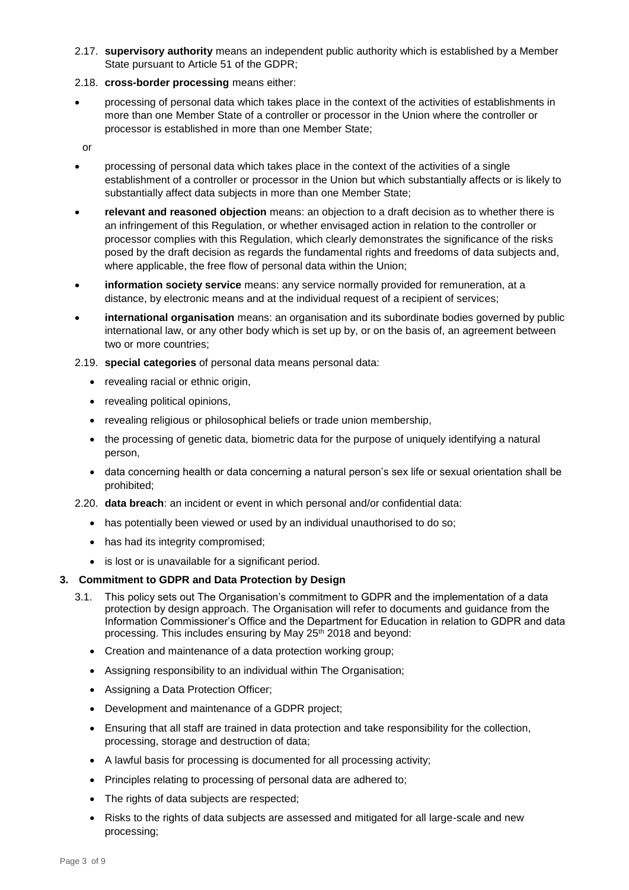2.17. **supervisory authority** means an independent public authority which is established by a Member State pursuant to Article 51 of the GDPR;

2.18. **cross-border processing** means either:

- processing of personal data which takes place in the context of the activities of establishments in more than one Member State of a controller or processor in the Union where the controller or processor is established in more than one Member State;

or

- processing of personal data which takes place in the context of the activities of a single establishment of a controller or processor in the Union but which substantially affects or is likely to substantially affect data subjects in more than one Member State;
- **relevant and reasoned objection** means: an objection to a draft decision as to whether there is an infringement of this Regulation, or whether envisaged action in relation to the controller or processor complies with this Regulation, which clearly demonstrates the significance of the risks posed by the draft decision as regards the fundamental rights and freedoms of data subjects and, where applicable, the free flow of personal data within the Union;
- **information society service** means: any service normally provided for remuneration, at a distance, by electronic means and at the individual request of a recipient of services;
- **international organisation** means: an organisation and its subordinate bodies governed by public international law, or any other body which is set up by, or on the basis of, an agreement between two or more countries;

2.19. **special categories** of personal data means personal data:

- revealing racial or ethnic origin,
- revealing political opinions,
- revealing religious or philosophical beliefs or trade union membership,
- the processing of genetic data, biometric data for the purpose of uniquely identifying a natural person,
- data concerning health or data concerning a natural person's sex life or sexual orientation shall be prohibited;

2.20. **data breach**: an incident or event in which personal and/or confidential data:

- has potentially been viewed or used by an individual unauthorised to do so;
- has had its integrity compromised;
- is lost or is unavailable for a significant period.

## 3. Commitment to GDPR and Data Protection by Design

3.1. This policy sets out The Organisation's commitment to GDPR and the implementation of a data protection by design approach. The Organisation will refer to documents and guidance from the Information Commissioner's Office and the Department for Education in relation to GDPR and data processing. This includes ensuring by May 25th 2018 and beyond:

- Creation and maintenance of a data protection working group;
- Assigning responsibility to an individual within The Organisation;
- Assigning a Data Protection Officer;
- Development and maintenance of a GDPR project;
- Ensuring that all staff are trained in data protection and take responsibility for the collection, processing, storage and destruction of data;
- A lawful basis for processing is documented for all processing activity;
- Principles relating to processing of personal data are adhered to;
- The rights of data subjects are respected;
- Risks to the rights of data subjects are assessed and mitigated for all large-scale and new processing;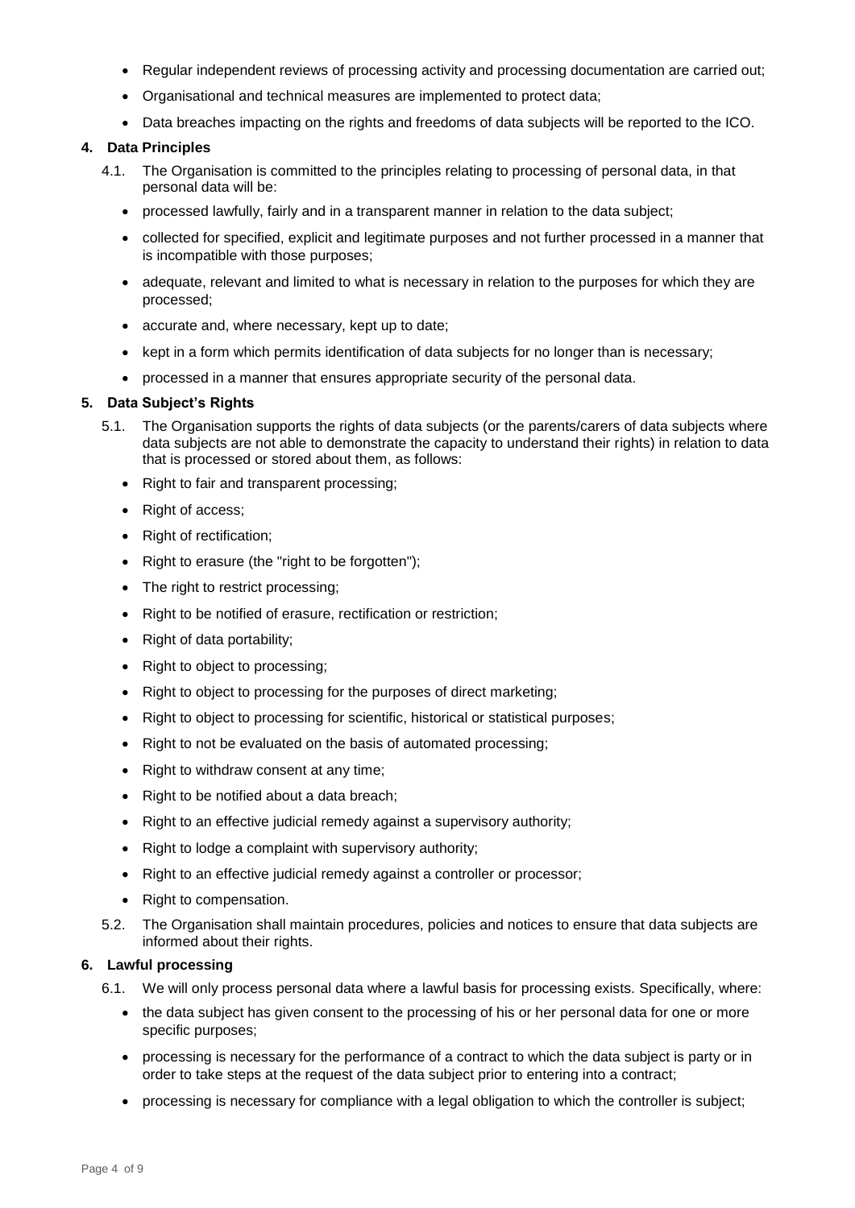- Regular independent reviews of processing activity and processing documentation are carried out;
- Organisational and technical measures are implemented to protect data;
- Data breaches impacting on the rights and freedoms of data subjects will be reported to the ICO.

## 4. Data Principles

4.1. The Organisation is committed to the principles relating to processing of personal data, in that personal data will be:

- processed lawfully, fairly and in a transparent manner in relation to the data subject;
- collected for specified, explicit and legitimate purposes and not further processed in a manner that is incompatible with those purposes;
- adequate, relevant and limited to what is necessary in relation to the purposes for which they are processed;
- accurate and, where necessary, kept up to date;
- kept in a form which permits identification of data subjects for no longer than is necessary;
- processed in a manner that ensures appropriate security of the personal data.

## 5. Data Subject's Rights

5.1. The Organisation supports the rights of data subjects (or the parents/carers of data subjects where data subjects are not able to demonstrate the capacity to understand their rights) in relation to data that is processed or stored about them, as follows:

- Right to fair and transparent processing;
- Right of access;
- Right of rectification;
- Right to erasure (the "right to be forgotten");
- The right to restrict processing;
- Right to be notified of erasure, rectification or restriction;
- Right of data portability;
- Right to object to processing;
- Right to object to processing for the purposes of direct marketing;
- Right to object to processing for scientific, historical or statistical purposes;
- Right to not be evaluated on the basis of automated processing;
- Right to withdraw consent at any time;
- Right to be notified about a data breach;
- Right to an effective judicial remedy against a supervisory authority;
- Right to lodge a complaint with supervisory authority;
- Right to an effective judicial remedy against a controller or processor;
- Right to compensation.

5.2. The Organisation shall maintain procedures, policies and notices to ensure that data subjects are informed about their rights.

## 6. Lawful processing

6.1. We will only process personal data where a lawful basis for processing exists. Specifically, where:

- the data subject has given consent to the processing of his or her personal data for one or more specific purposes;
- processing is necessary for the performance of a contract to which the data subject is party or in order to take steps at the request of the data subject prior to entering into a contract;
- processing is necessary for compliance with a legal obligation to which the controller is subject;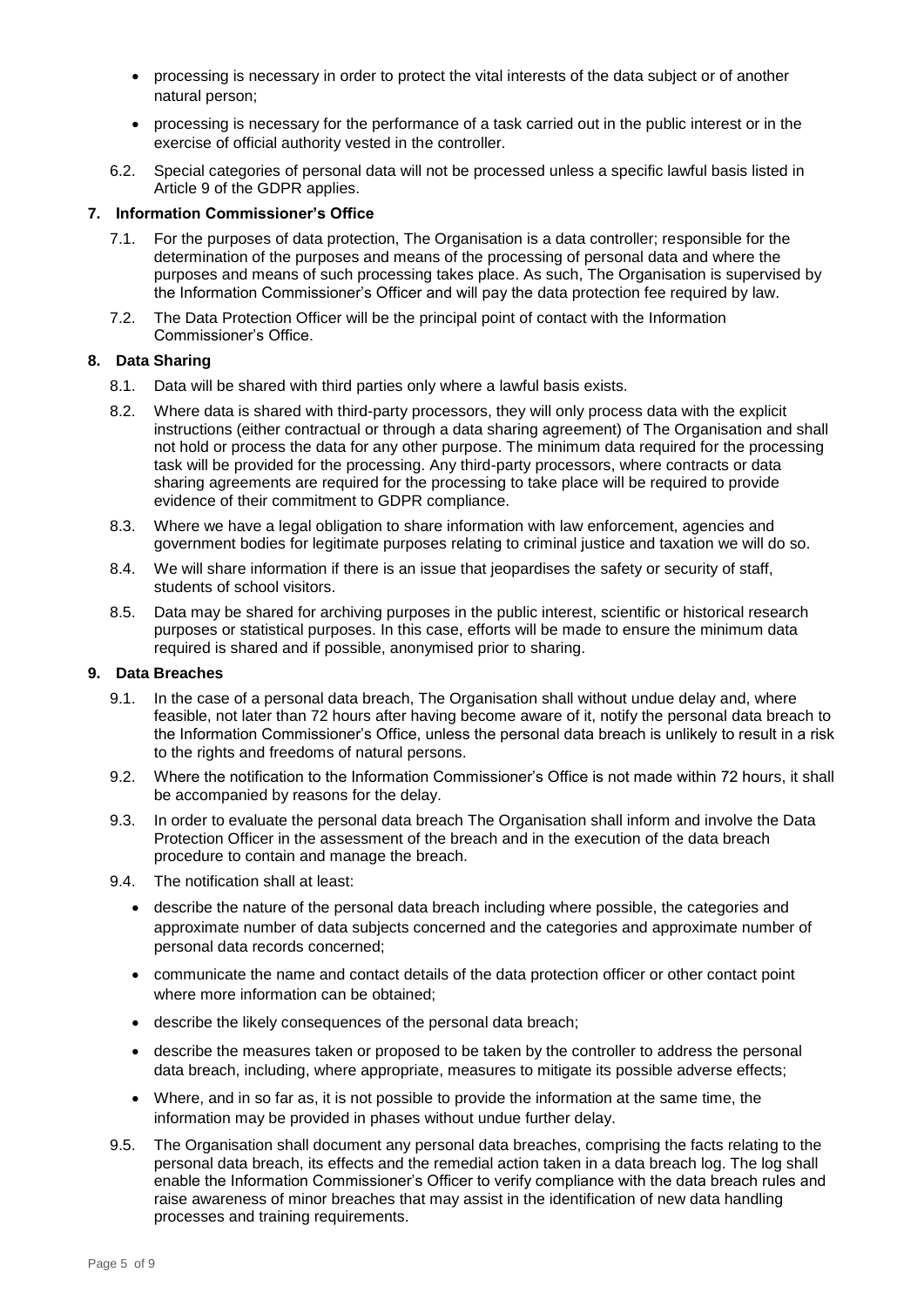- processing is necessary in order to protect the vital interests of the data subject or of another natural person;
- processing is necessary for the performance of a task carried out in the public interest or in the exercise of official authority vested in the controller.

6.2. Special categories of personal data will not be processed unless a specific lawful basis listed in Article 9 of the GDPR applies.

### 7. Information Commissioner's Office

7.1. For the purposes of data protection, The Organisation is a data controller; responsible for the determination of the purposes and means of the processing of personal data and where the purposes and means of such processing takes place. As such, The Organisation is supervised by the Information Commissioner's Officer and will pay the data protection fee required by law.

7.2. The Data Protection Officer will be the principal point of contact with the Information Commissioner's Office.

### 8. Data Sharing

8.1. Data will be shared with third parties only where a lawful basis exists.

8.2. Where data is shared with third-party processors, they will only process data with the explicit instructions (either contractual or through a data sharing agreement) of The Organisation and shall not hold or process the data for any other purpose. The minimum data required for the processing task will be provided for the processing. Any third-party processors, where contracts or data sharing agreements are required for the processing to take place will be required to provide evidence of their commitment to GDPR compliance.

8.3. Where we have a legal obligation to share information with law enforcement, agencies and government bodies for legitimate purposes relating to criminal justice and taxation we will do so.

8.4. We will share information if there is an issue that jeopardises the safety or security of staff, students of school visitors.

8.5. Data may be shared for archiving purposes in the public interest, scientific or historical research purposes or statistical purposes. In this case, efforts will be made to ensure the minimum data required is shared and if possible, anonymised prior to sharing.

### 9. Data Breaches

9.1. In the case of a personal data breach, The Organisation shall without undue delay and, where feasible, not later than 72 hours after having become aware of it, notify the personal data breach to the Information Commissioner's Office, unless the personal data breach is unlikely to result in a risk to the rights and freedoms of natural persons.

9.2. Where the notification to the Information Commissioner's Office is not made within 72 hours, it shall be accompanied by reasons for the delay.

9.3. In order to evaluate the personal data breach The Organisation shall inform and involve the Data Protection Officer in the assessment of the breach and in the execution of the data breach procedure to contain and manage the breach.

9.4. The notification shall at least:

- describe the nature of the personal data breach including where possible, the categories and approximate number of data subjects concerned and the categories and approximate number of personal data records concerned;
- communicate the name and contact details of the data protection officer or other contact point where more information can be obtained;
- describe the likely consequences of the personal data breach;
- describe the measures taken or proposed to be taken by the controller to address the personal data breach, including, where appropriate, measures to mitigate its possible adverse effects;
- Where, and in so far as, it is not possible to provide the information at the same time, the information may be provided in phases without undue further delay.

9.5. The Organisation shall document any personal data breaches, comprising the facts relating to the personal data breach, its effects and the remedial action taken in a data breach log. The log shall enable the Information Commissioner's Officer to verify compliance with the data breach rules and raise awareness of minor breaches that may assist in the identification of new data handling processes and training requirements.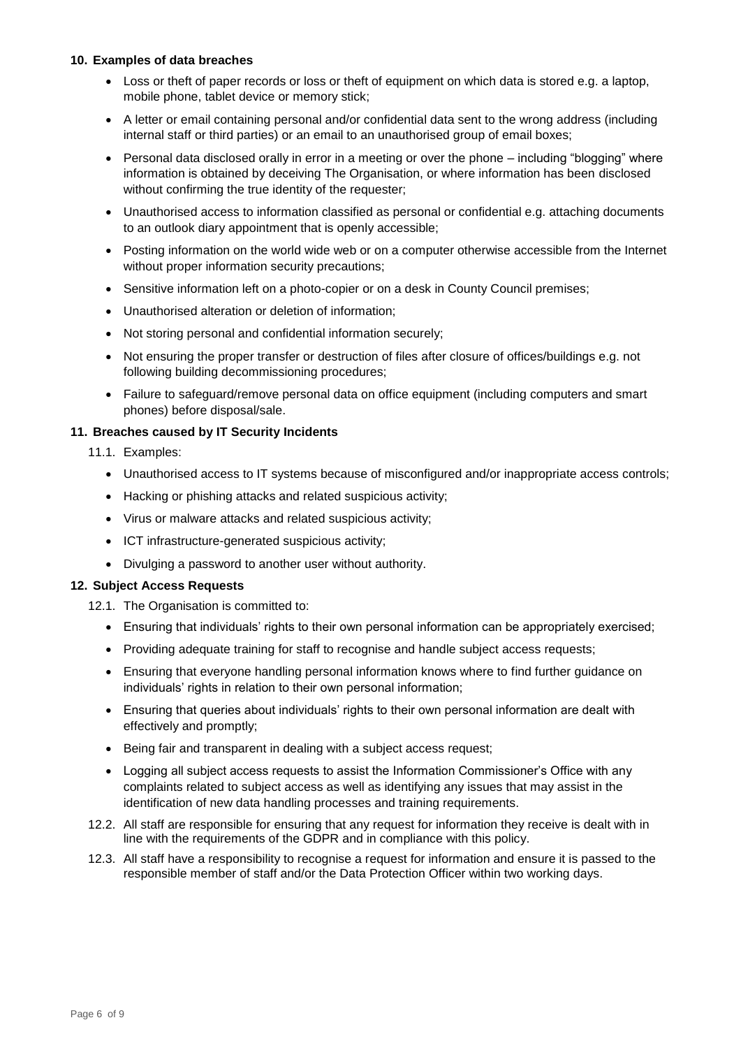## 10. Examples of data breaches

- Loss or theft of paper records or loss or theft of equipment on which data is stored e.g. a laptop, mobile phone, tablet device or memory stick;
- A letter or email containing personal and/or confidential data sent to the wrong address (including internal staff or third parties) or an email to an unauthorised group of email boxes;
- Personal data disclosed orally in error in a meeting or over the phone – including "blogging" where information is obtained by deceiving The Organisation, or where information has been disclosed without confirming the true identity of the requester;
- Unauthorised access to information classified as personal or confidential e.g. attaching documents to an outlook diary appointment that is openly accessible;
- Posting information on the world wide web or on a computer otherwise accessible from the Internet without proper information security precautions;
- Sensitive information left on a photo-copier or on a desk in County Council premises;
- Unauthorised alteration or deletion of information;
- Not storing personal and confidential information securely;
- Not ensuring the proper transfer or destruction of files after closure of offices/buildings e.g. not following building decommissioning procedures;
- Failure to safeguard/remove personal data on office equipment (including computers and smart phones) before disposal/sale.

## 11. Breaches caused by IT Security Incidents

11.1. Examples:

- Unauthorised access to IT systems because of misconfigured and/or inappropriate access controls;
- Hacking or phishing attacks and related suspicious activity;
- Virus or malware attacks and related suspicious activity;
- ICT infrastructure-generated suspicious activity;
- Divulging a password to another user without authority.

## 12. Subject Access Requests

12.1. The Organisation is committed to:

- Ensuring that individuals' rights to their own personal information can be appropriately exercised;
- Providing adequate training for staff to recognise and handle subject access requests;
- Ensuring that everyone handling personal information knows where to find further guidance on individuals' rights in relation to their own personal information;
- Ensuring that queries about individuals' rights to their own personal information are dealt with effectively and promptly;
- Being fair and transparent in dealing with a subject access request;
- Logging all subject access requests to assist the Information Commissioner's Office with any complaints related to subject access as well as identifying any issues that may assist in the identification of new data handling processes and training requirements.

12.2. All staff are responsible for ensuring that any request for information they receive is dealt with in line with the requirements of the GDPR and in compliance with this policy.

12.3. All staff have a responsibility to recognise a request for information and ensure it is passed to the responsible member of staff and/or the Data Protection Officer within two working days.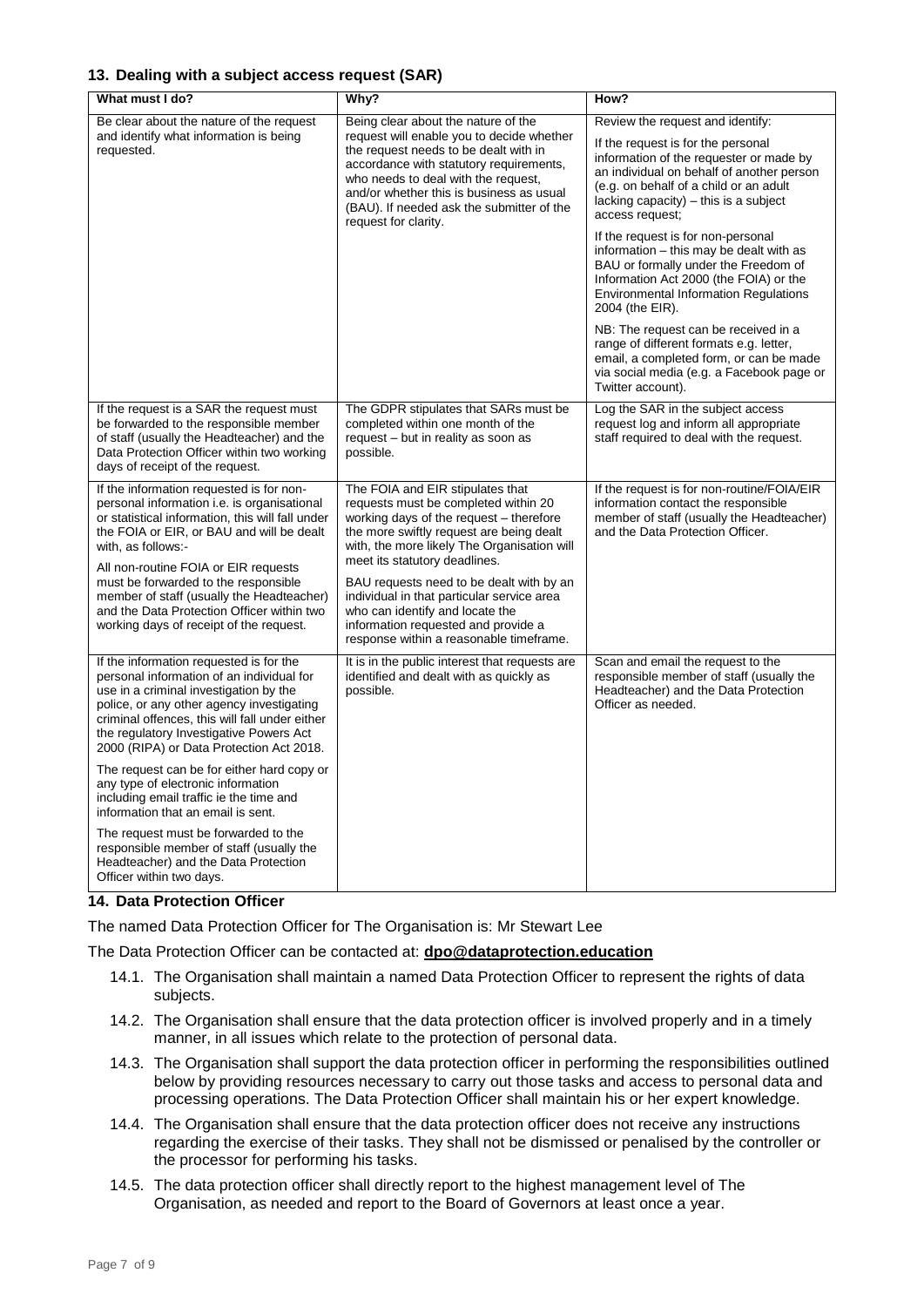## 13. Dealing with a subject access request (SAR)

| What must I do? | Why? | How? |
|---|---|---|
| Be clear about the nature of the request and identify what information is being requested. | Being clear about the nature of the request will enable you to decide whether the request needs to be dealt with in accordance with statutory requirements, who needs to deal with the request, and/or whether this is business as usual (BAU). If needed ask the submitter of the request for clarity. | Review the request and identify:<br><br>If the request is for the personal information of the requester or made by an individual on behalf of another person (e.g. on behalf of a child or an adult lacking capacity) – this is a subject access request;<br><br>If the request is for non-personal information – this may be dealt with as BAU or formally under the Freedom of Information Act 2000 (the FOIA) or the Environmental Information Regulations 2004 (the EIR).<br><br>NB: The request can be received in a range of different formats e.g. letter, email, a completed form, or can be made via social media (e.g. a Facebook page or Twitter account). |
| If the request is a SAR the request must be forwarded to the responsible member of staff (usually the Headteacher) and the Data Protection Officer within two working days of receipt of the request. | The GDPR stipulates that SARs must be completed within one month of the request – but in reality as soon as possible. | Log the SAR in the subject access request log and inform all appropriate staff required to deal with the request. |
| If the information requested is for non-personal information i.e. is organisational or statistical information, this will fall under the FOIA or EIR, or BAU and will be dealt with, as follows:-<br><br>All non-routine FOIA or EIR requests must be forwarded to the responsible member of staff (usually the Headteacher) and the Data Protection Officer within two working days of receipt of the request. | The FOIA and EIR stipulates that requests must be completed within 20 working days of the request – therefore the more swiftly request are being dealt with, the more likely The Organisation will meet its statutory deadlines.<br><br>BAU requests need to be dealt with by an individual in that particular service area who can identify and locate the information requested and provide a response within a reasonable timeframe. | If the request is for non-routine/FOIA/EIR information contact the responsible member of staff (usually the Headteacher) and the Data Protection Officer. |
| If the information requested is for the personal information of an individual for use in a criminal investigation by the police, or any other agency investigating criminal offences, this will fall under either the regulatory Investigative Powers Act 2000 (RIPA) or Data Protection Act 2018.<br><br>The request can be for either hard copy or any type of electronic information including email traffic ie the time and information that an email is sent.<br><br>The request must be forwarded to the responsible member of staff (usually the Headteacher) and the Data Protection Officer within two days. | It is in the public interest that requests are identified and dealt with as quickly as possible. | Scan and email the request to the responsible member of staff (usually the Headteacher) and the Data Protection Officer as needed. |

## 14. Data Protection Officer

The named Data Protection Officer for The Organisation is: Mr Stewart Lee

The Data Protection Officer can be contacted at: **dpo@dataprotection.education**

14.1. The Organisation shall maintain a named Data Protection Officer to represent the rights of data subjects.

14.2. The Organisation shall ensure that the data protection officer is involved properly and in a timely manner, in all issues which relate to the protection of personal data.

14.3. The Organisation shall support the data protection officer in performing the responsibilities outlined below by providing resources necessary to carry out those tasks and access to personal data and processing operations. The Data Protection Officer shall maintain his or her expert knowledge.

14.4. The Organisation shall ensure that the data protection officer does not receive any instructions regarding the exercise of their tasks. They shall not be dismissed or penalised by the controller or the processor for performing his tasks.

14.5. The data protection officer shall directly report to the highest management level of The Organisation, as needed and report to the Board of Governors at least once a year.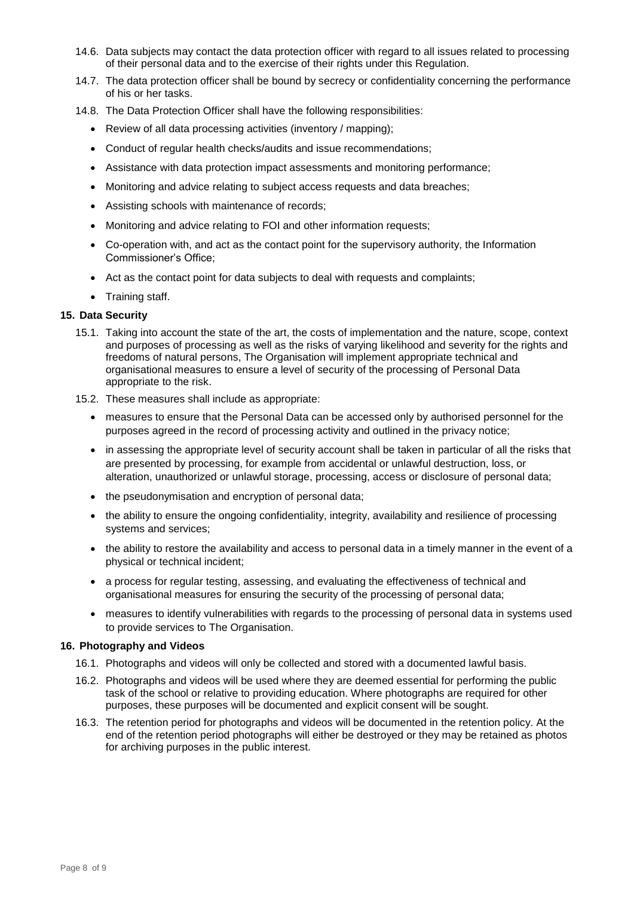14.6. Data subjects may contact the data protection officer with regard to all issues related to processing of their personal data and to the exercise of their rights under this Regulation.

14.7. The data protection officer shall be bound by secrecy or confidentiality concerning the performance of his or her tasks.

14.8. The Data Protection Officer shall have the following responsibilities:

- Review of all data processing activities (inventory / mapping);
- Conduct of regular health checks/audits and issue recommendations;
- Assistance with data protection impact assessments and monitoring performance;
- Monitoring and advice relating to subject access requests and data breaches;
- Assisting schools with maintenance of records;
- Monitoring and advice relating to FOI and other information requests;
- Co-operation with, and act as the contact point for the supervisory authority, the Information Commissioner's Office;
- Act as the contact point for data subjects to deal with requests and complaints;
- Training staff.

## 15. Data Security

15.1. Taking into account the state of the art, the costs of implementation and the nature, scope, context and purposes of processing as well as the risks of varying likelihood and severity for the rights and freedoms of natural persons, The Organisation will implement appropriate technical and organisational measures to ensure a level of security of the processing of Personal Data appropriate to the risk.

15.2. These measures shall include as appropriate:

- measures to ensure that the Personal Data can be accessed only by authorised personnel for the purposes agreed in the record of processing activity and outlined in the privacy notice;
- in assessing the appropriate level of security account shall be taken in particular of all the risks that are presented by processing, for example from accidental or unlawful destruction, loss, or alteration, unauthorized or unlawful storage, processing, access or disclosure of personal data;
- the pseudonymisation and encryption of personal data;
- the ability to ensure the ongoing confidentiality, integrity, availability and resilience of processing systems and services;
- the ability to restore the availability and access to personal data in a timely manner in the event of a physical or technical incident;
- a process for regular testing, assessing, and evaluating the effectiveness of technical and organisational measures for ensuring the security of the processing of personal data;
- measures to identify vulnerabilities with regards to the processing of personal data in systems used to provide services to The Organisation.

## 16. Photography and Videos

16.1. Photographs and videos will only be collected and stored with a documented lawful basis.

16.2. Photographs and videos will be used where they are deemed essential for performing the public task of the school or relative to providing education. Where photographs are required for other purposes, these purposes will be documented and explicit consent will be sought.

16.3. The retention period for photographs and videos will be documented in the retention policy. At the end of the retention period photographs will either be destroyed or they may be retained as photos for archiving purposes in the public interest.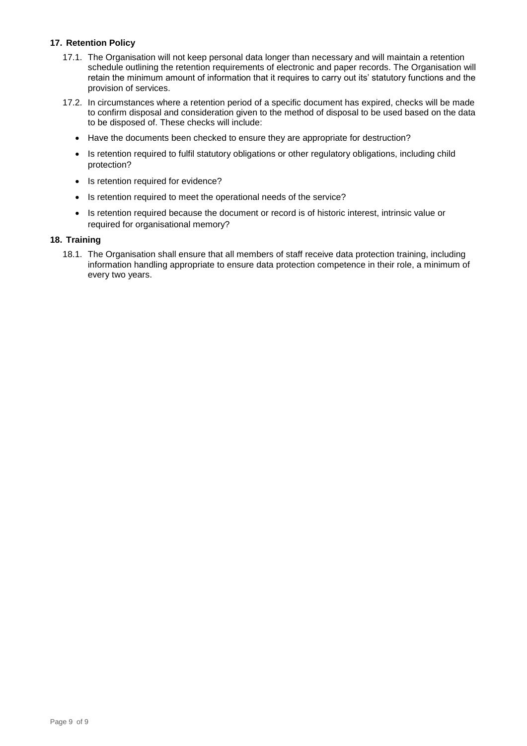## 17. Retention Policy

17.1. The Organisation will not keep personal data longer than necessary and will maintain a retention schedule outlining the retention requirements of electronic and paper records. The Organisation will retain the minimum amount of information that it requires to carry out its' statutory functions and the provision of services.

17.2. In circumstances where a retention period of a specific document has expired, checks will be made to confirm disposal and consideration given to the method of disposal to be used based on the data to be disposed of. These checks will include:

- Have the documents been checked to ensure they are appropriate for destruction?
- Is retention required to fulfil statutory obligations or other regulatory obligations, including child protection?
- Is retention required for evidence?
- Is retention required to meet the operational needs of the service?
- Is retention required because the document or record is of historic interest, intrinsic value or required for organisational memory?

## 18. Training

18.1. The Organisation shall ensure that all members of staff receive data protection training, including information handling appropriate to ensure data protection competence in their role, a minimum of every two years.